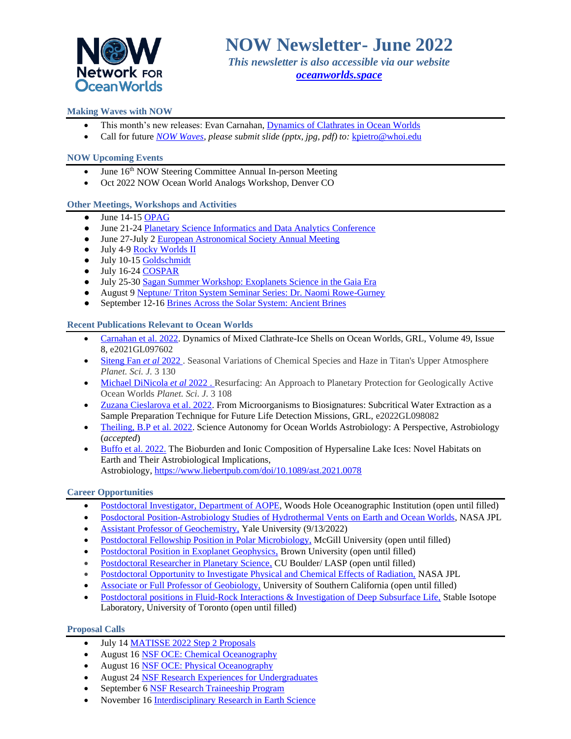# NOW Newsletter- June 2022

***This newsletter is also accessible via our website [oceanworlds.space](oceanworlds.space)***

### Making Waves with NOW

- This month's new releases: Evan Carnahan, Dynamics of Clathrates in Ocean Worlds
- Call for future *NOW Waves, please submit slide (pptx, jpg, pdf) to:* kpietro@whoi.edu

### NOW Upcoming Events

- June 16th NOW Steering Committee Annual In-person Meeting
- Oct 2022 NOW Ocean World Analogs Workshop, Denver CO

### Other Meetings, Workshops and Activities

- June 14-15 OPAG
- June 21-24 Planetary Science Informatics and Data Analytics Conference
- June 27-July 2 European Astronomical Society Annual Meeting
- July 4-9 Rocky Worlds II
- July 10-15 Goldschmidt
- July 16-24 COSPAR
- July 25-30 Sagan Summer Workshop: Exoplanets Science in the Gaia Era
- August 9 Neptune/ Triton System Seminar Series: Dr. Naomi Rowe-Gurney
- September 12-16 Brines Across the Solar System: Ancient Brines

### Recent Publications Relevant to Ocean Worlds

- Carnahan et al. 2022. Dynamics of Mixed Clathrate-Ice Shells on Ocean Worlds, GRL, Volume 49, Issue 8, e2021GL097602
- Siteng Fan *et al* 2022 . Seasonal Variations of Chemical Species and Haze in Titan's Upper Atmosphere *Planet. Sci. J.* 3 130
- Michael DiNicola *et al* 2022 . Resurfacing: An Approach to Planetary Protection for Geologically Active Ocean Worlds *Planet. Sci. J.* 3 108
- Zuzana Cieslarova et al. 2022. From Microorganisms to Biosignatures: Subcritical Water Extraction as a Sample Preparation Technique for Future Life Detection Missions, GRL, e2022GL098082
- Theiling, B.P et al. 2022. Science Autonomy for Ocean Worlds Astrobiology: A Perspective, Astrobiology (*accepted*)
- Buffo et al. 2022. The Bioburden and Ionic Composition of Hypersaline Lake Ices: Novel Habitats on Earth and Their Astrobiological Implications, Astrobiology, https://www.liebertpub.com/doi/10.1089/ast.2021.0078

### Career Opportunities

- Postdoctoral Investigator, Department of AOPE, Woods Hole Oceanographic Institution (open until filled)
- Posdoctoral Position-Astrobiology Studies of Hydrothermal Vents on Earth and Ocean Worlds, NASA JPL
- Assistant Professor of Geochemistry, Yale University (9/13/2022)
- Postdoctoral Fellowship Position in Polar Microbiology, McGill University (open until filled)
- Postdoctoral Position in Exoplanet Geophysics, Brown University (open until filled)
- Postdoctoral Researcher in Planetary Science, CU Boulder/ LASP (open until filled)
- Postdoctoral Opportunity to Investigate Physical and Chemical Effects of Radiation, NASA JPL
- Associate or Full Professor of Geobiology, University of Southern California (open until filled)
- Postdoctoral positions in Fluid-Rock Interactions & Investigation of Deep Subsurface Life, Stable Isotope Laboratory, University of Toronto (open until filled)

### Proposal Calls

- July 14 MATISSE 2022 Step 2 Proposals
- August 16 NSF OCE: Chemical Oceanography
- August 16 NSF OCE: Physical Oceanography
- August 24 NSF Research Experiences for Undergraduates
- September 6 NSF Research Traineeship Program
- November 16 Interdisciplinary Research in Earth Science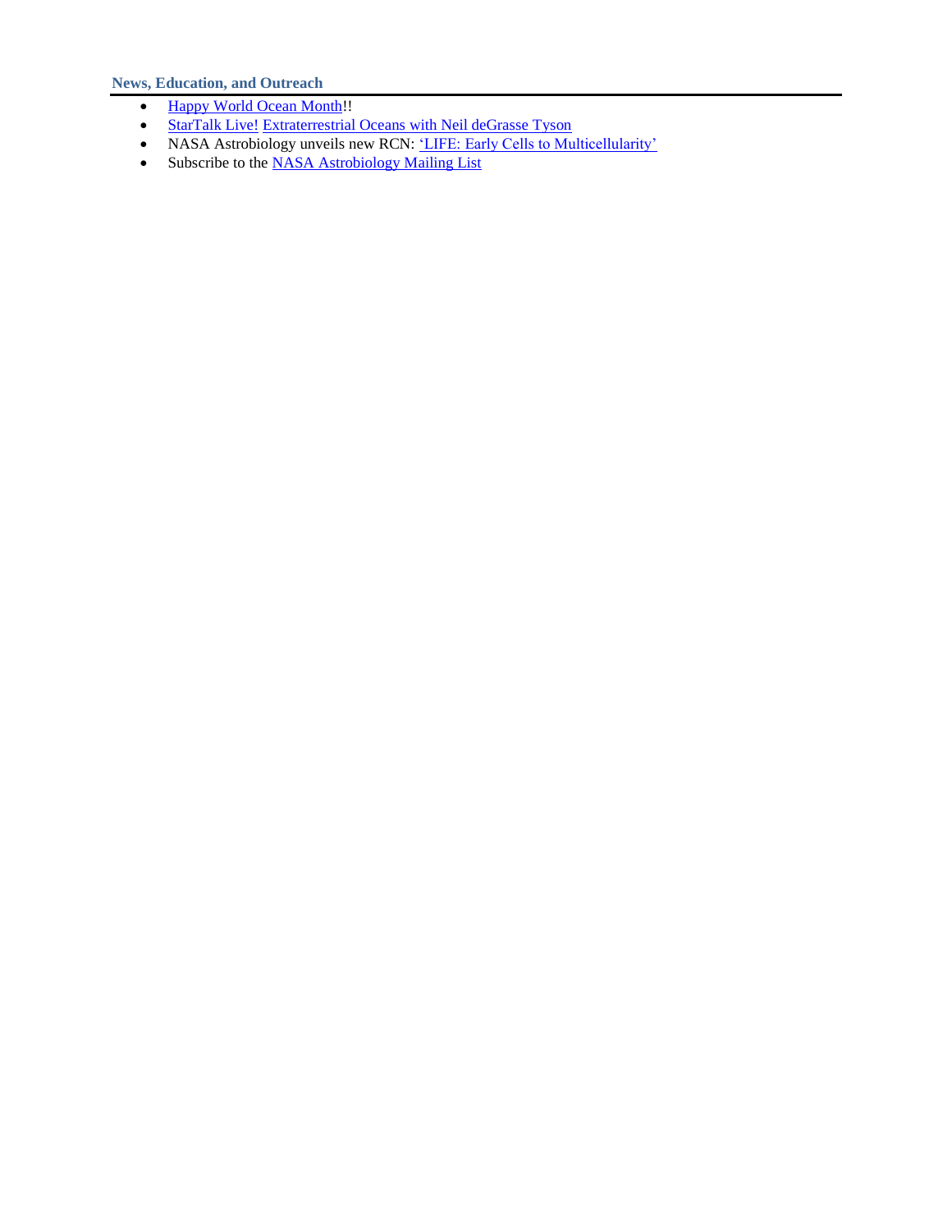### News, Education, and Outreach

- Happy World Ocean Month!!
- StarTalk Live! Extraterrestrial Oceans with Neil deGrasse Tyson
- NASA Astrobiology unveils new RCN: 'LIFE: Early Cells to Multicellularity'
- Subscribe to the NASA Astrobiology Mailing List